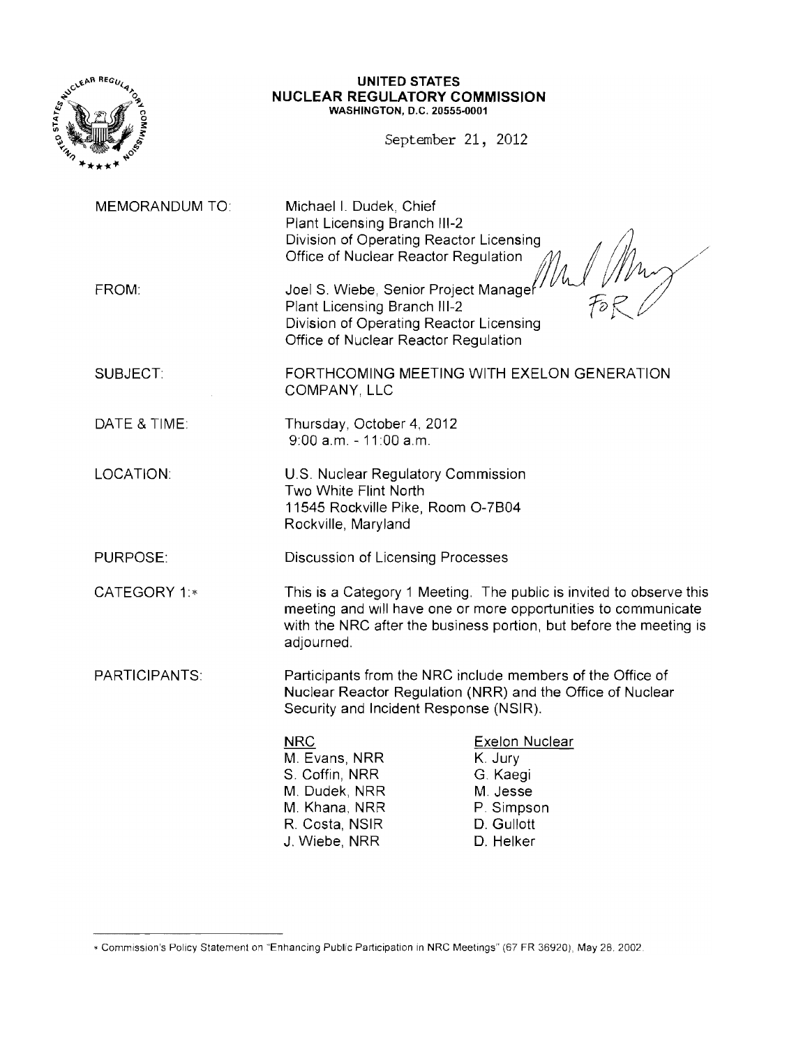**UNITED STATES**
**NUCLEAR REGULATORY COMMISSION**
**WASHINGTON, D.C. 20555-0001**

September 21, 2012

MEMORANDUM TO: Michael I. Dudek, Chief
Plant Licensing Branch III-2
Division of Operating Reactor Licensing
Office of Nuclear Reactor Regulation

FROM: Joel S. Wiebe, Senior Project Manager
Plant Licensing Branch III-2
Division of Operating Reactor Licensing
Office of Nuclear Reactor Regulation

SUBJECT: FORTHCOMING MEETING WITH EXELON GENERATION COMPANY, LLC

DATE & TIME: Thursday, October 4, 2012
9:00 a.m. - 11:00 a.m.

LOCATION: U.S. Nuclear Regulatory Commission
Two White Flint North
11545 Rockville Pike, Room O-7B04
Rockville, Maryland

PURPOSE: Discussion of Licensing Processes

CATEGORY 1:* This is a Category 1 Meeting. The public is invited to observe this meeting and will have one or more opportunities to communicate with the NRC after the business portion, but before the meeting is adjourned.

PARTICIPANTS: Participants from the NRC include members of the Office of Nuclear Reactor Regulation (NRR) and the Office of Nuclear Security and Incident Response (NSIR).

| NRC | Exelon Nuclear |
| --- | --- |
| M. Evans, NRR | K. Jury |
| S. Coffin, NRR | G. Kaegi |
| M. Dudek, NRR | M. Jesse |
| M. Khana, NRR | P. Simpson |
| R. Costa, NSIR | D. Gullott |
| J. Wiebe, NRR | D. Helker |

* Commission's Policy Statement on "Enhancing Public Participation in NRC Meetings" (67 FR 36920), May 28, 2002.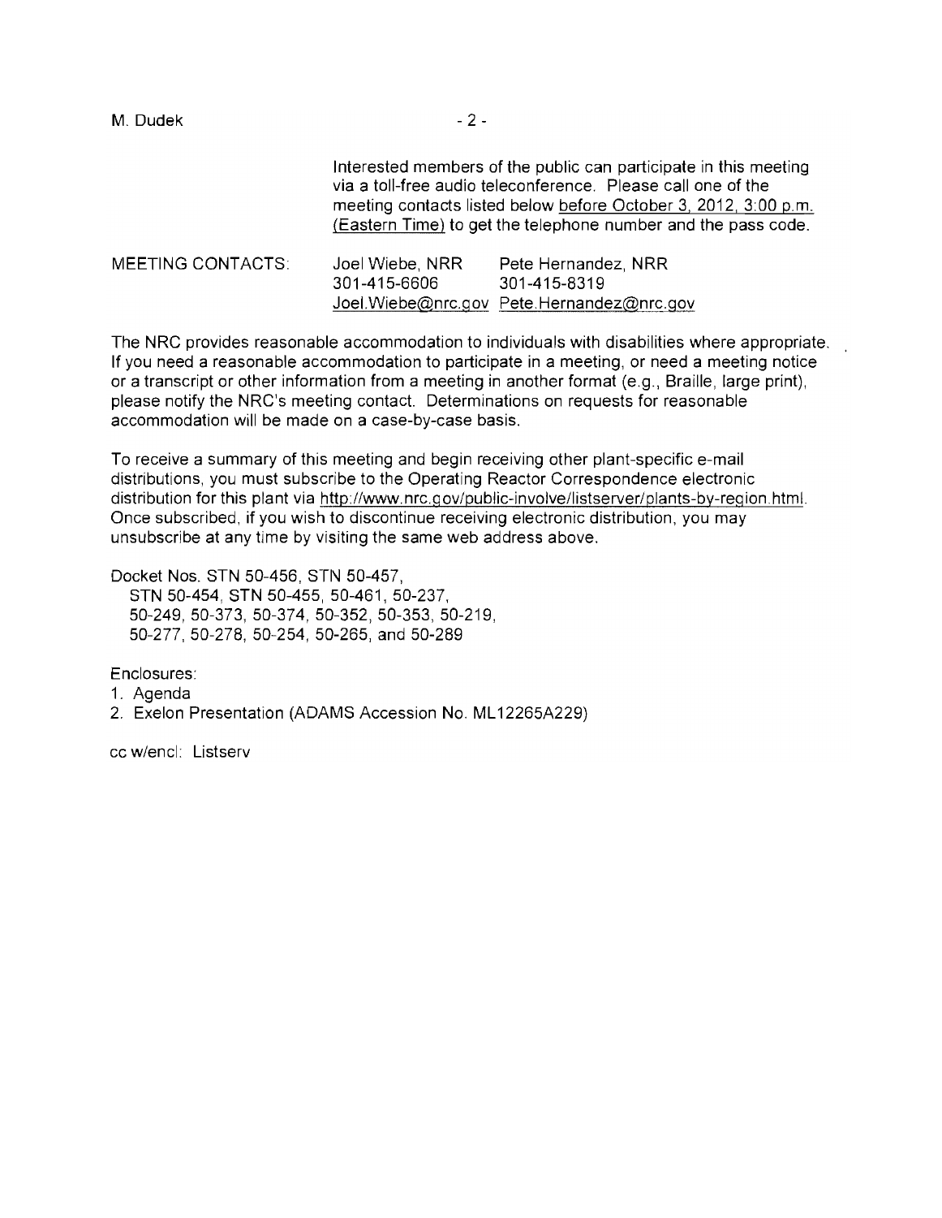Interested members of the public can participate in this meeting via a toll-free audio teleconference. Please call one of the meeting contacts listed below before October 3, 2012, 3:00 p.m. (Eastern Time) to get the telephone number and the pass code.

| MEETING CONTACTS: | Joel Wiebe, NRR | Pete Hernandez, NRR |
|---|---|---|
| | 301-415-6606 | 301-415-8319 |
| | Joel.Wiebe@nrc.gov | Pete.Hernandez@nrc.gov |

The NRC provides reasonable accommodation to individuals with disabilities where appropriate. If you need a reasonable accommodation to participate in a meeting, or need a meeting notice or a transcript or other information from a meeting in another format (e.g., Braille, large print), please notify the NRC's meeting contact. Determinations on requests for reasonable accommodation will be made on a case-by-case basis.

To receive a summary of this meeting and begin receiving other plant-specific e-mail distributions, you must subscribe to the Operating Reactor Correspondence electronic distribution for this plant via http://www.nrc.gov/public-involve/listserver/plants-by-region.html. Once subscribed, if you wish to discontinue receiving electronic distribution, you may unsubscribe at any time by visiting the same web address above.

Docket Nos. STN 50-456, STN 50-457,
STN 50-454, STN 50-455, 50-461, 50-237,
50-249, 50-373, 50-374, 50-352, 50-353, 50-219,
50-277, 50-278, 50-254, 50-265, and 50-289

Enclosures:
1. Agenda
2. Exelon Presentation (ADAMS Accession No. ML12265A229)

cc w/encl: Listserv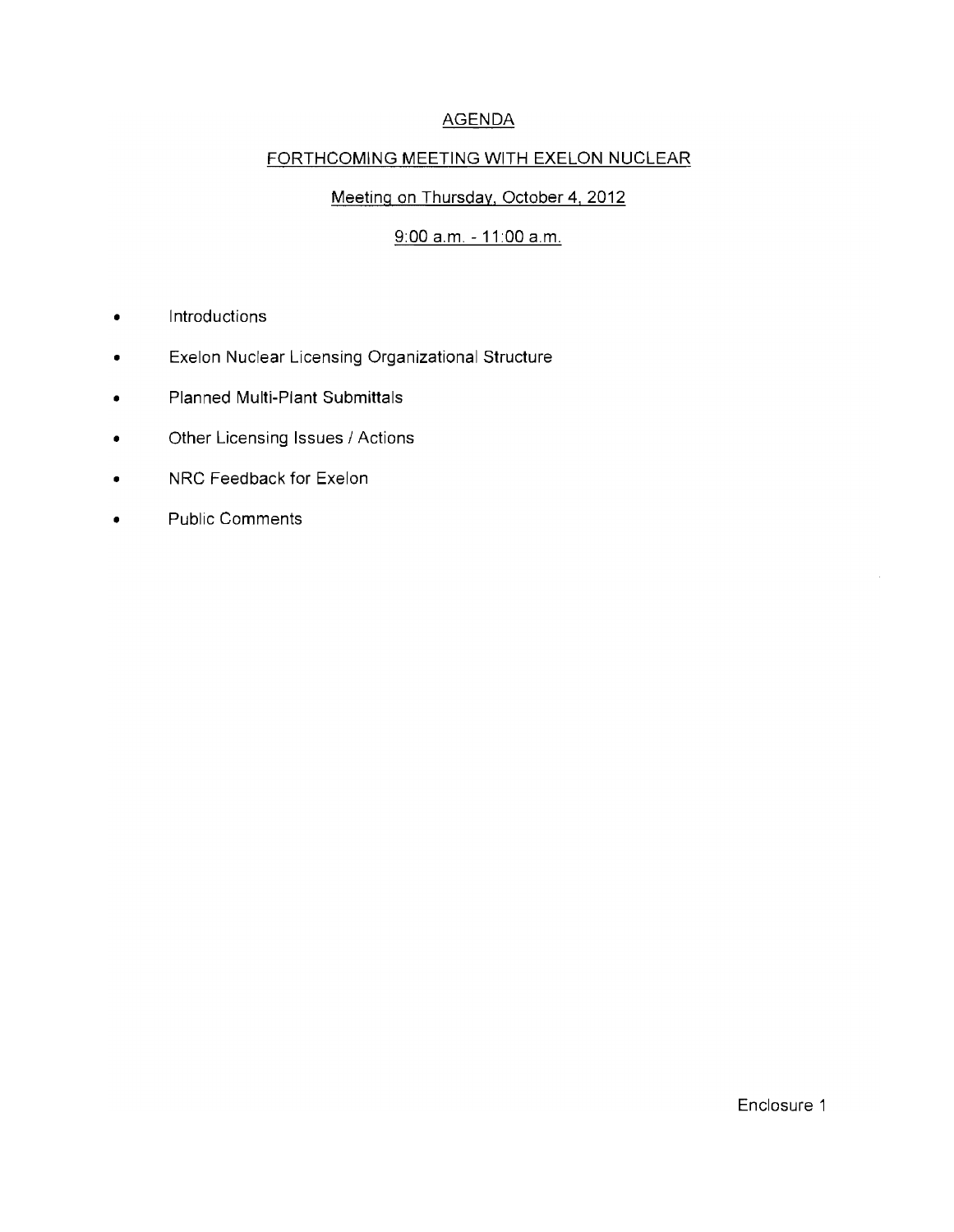# AGENDA

## FORTHCOMING MEETING WITH EXELON NUCLEAR

### Meeting on Thursday, October 4, 2012

### 9:00 a.m. - 11:00 a.m.

- Introductions
- Exelon Nuclear Licensing Organizational Structure
- Planned Multi-Plant Submittals
- Other Licensing Issues / Actions
- NRC Feedback for Exelon
- Public Comments

Enclosure 1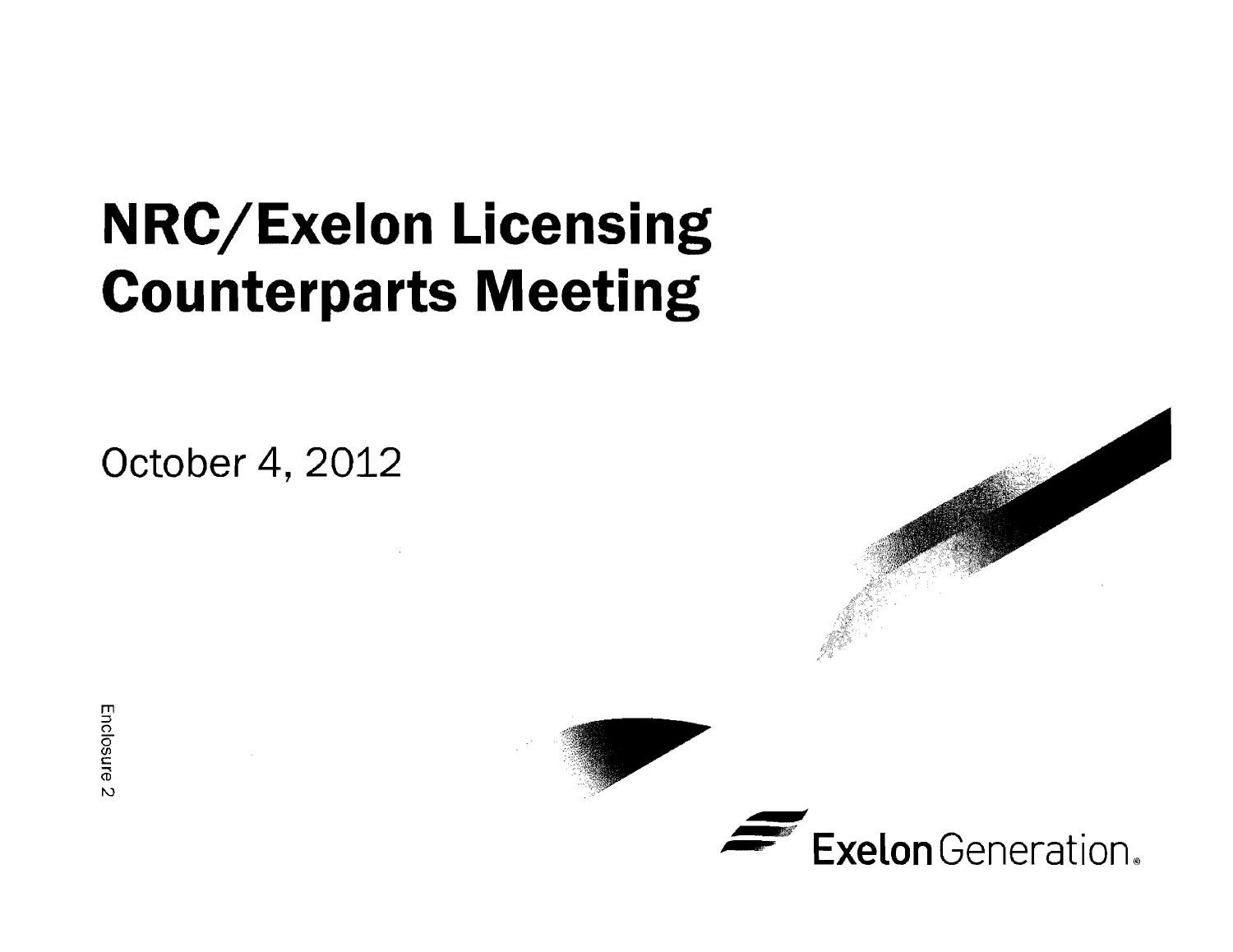# NRC/Exelon Licensing Counterparts Meeting

October 4, 2012

Enclosure 2

Exelon Generation.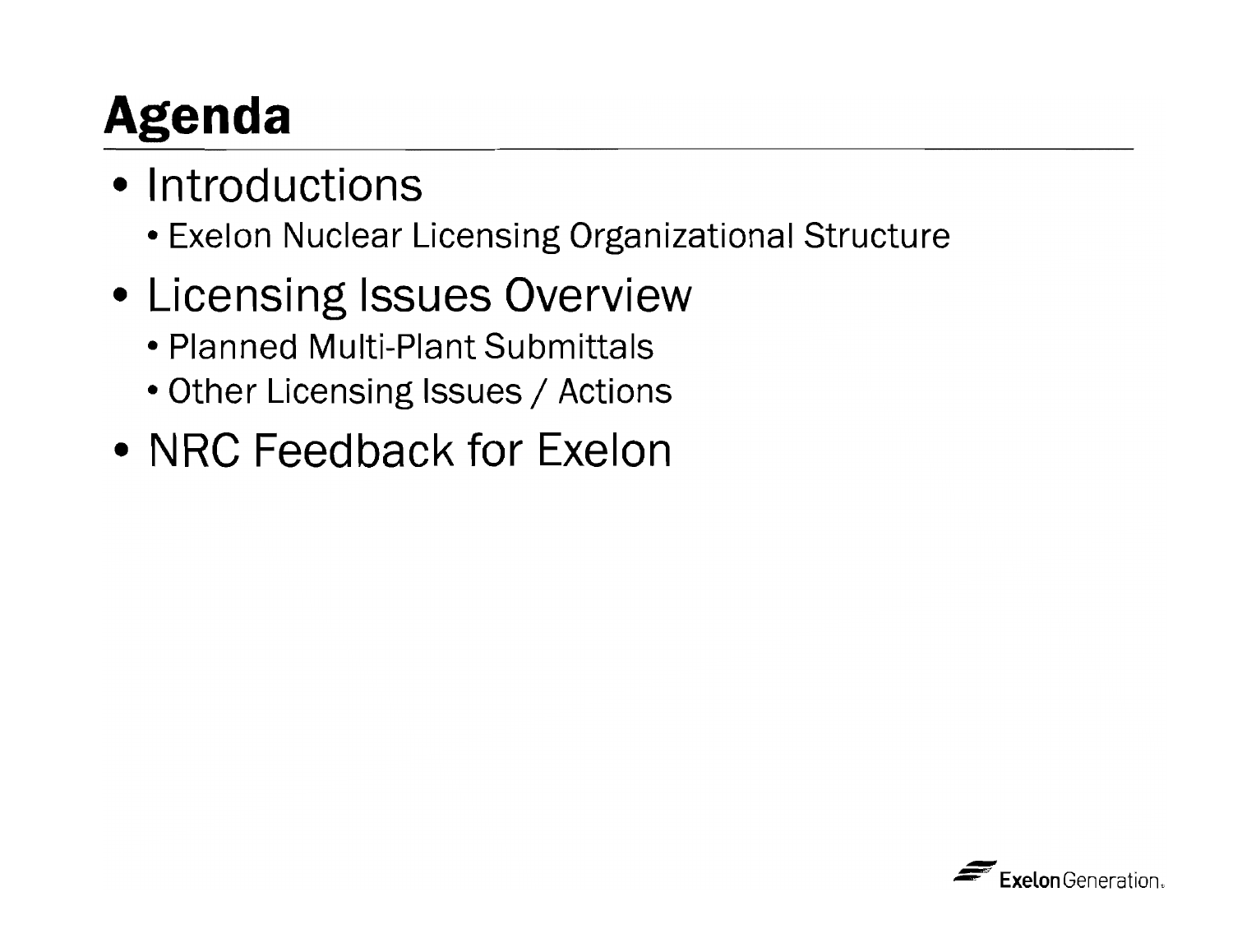# Agenda

- Introductions
  - Exelon Nuclear Licensing Organizational Structure
- Licensing Issues Overview
  - Planned Multi-Plant Submittals
  - Other Licensing Issues / Actions
- NRC Feedback for Exelon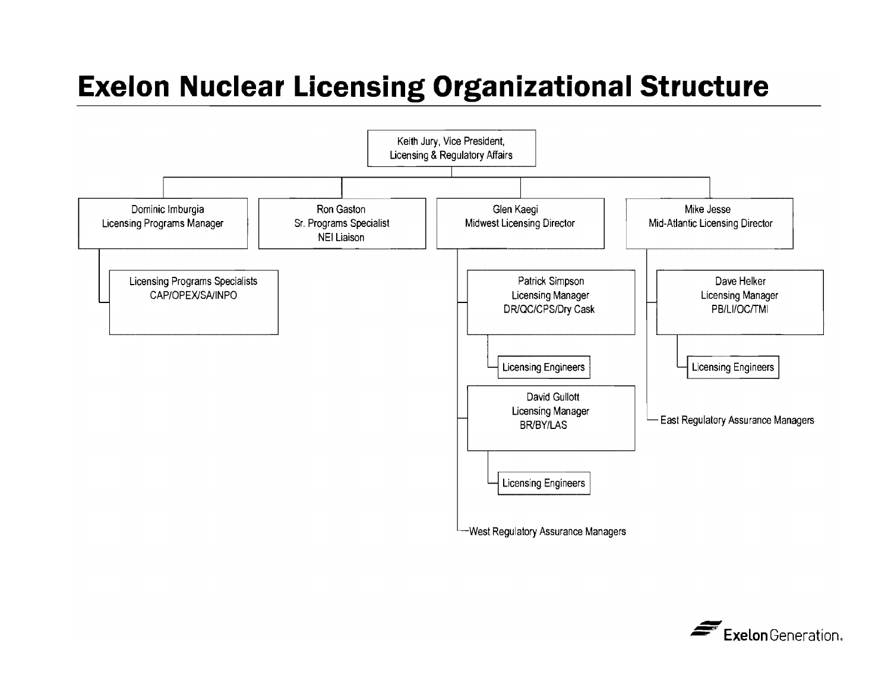# Exelon Nuclear Licensing Organizational Structure

- **Keith Jury, Vice President, Licensing & Regulatory Affairs**
  - **Dominic Imburgia**, Licensing Programs Manager
    - Licensing Programs Specialists CAP/OPEX/SA/INPO
  - **Ron Gaston**, Sr. Programs Specialist, NEI Liaison
  - **Glen Kaegi**, Midwest Licensing Director
    - **Patrick Simpson**, Licensing Manager, DR/QC/CPS/Dry Cask
      - Licensing Engineers
    - **David Gullott**, Licensing Manager, BR/BY/LAS
      - Licensing Engineers
    - West Regulatory Assurance Managers
  - **Mike Jesse**, Mid-Atlantic Licensing Director
    - **Dave Helker**, Licensing Manager, PB/LI/OC/TMI
      - Licensing Engineers
    - East Regulatory Assurance Managers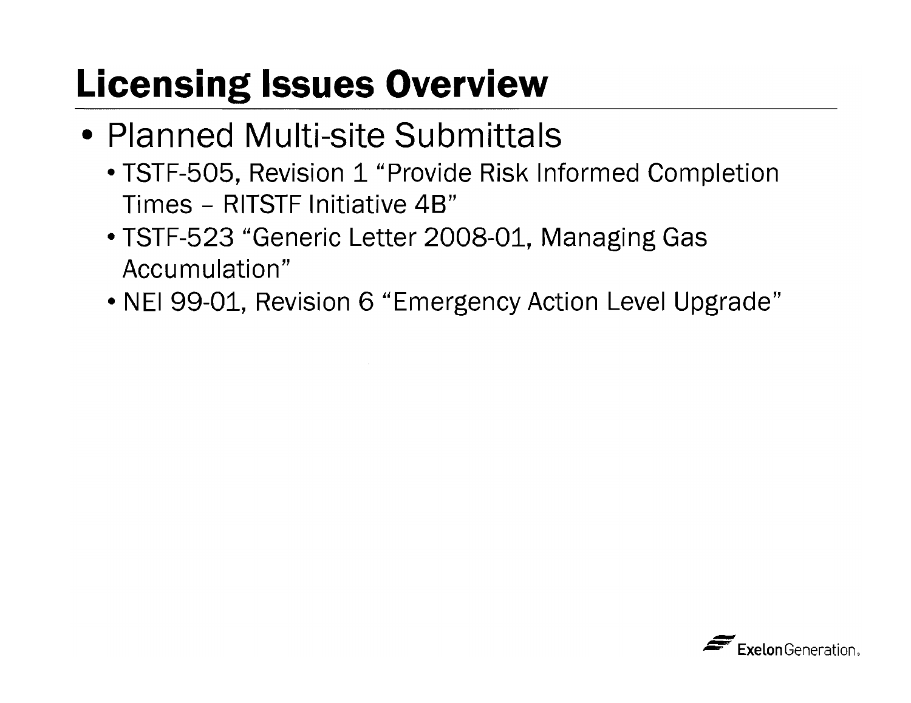# Licensing Issues Overview

- Planned Multi-site Submittals
  - TSTF-505, Revision 1 “Provide Risk Informed Completion Times – RITSTF Initiative 4B”
  - TSTF-523 “Generic Letter 2008-01, Managing Gas Accumulation”
  - NEI 99-01, Revision 6 “Emergency Action Level Upgrade”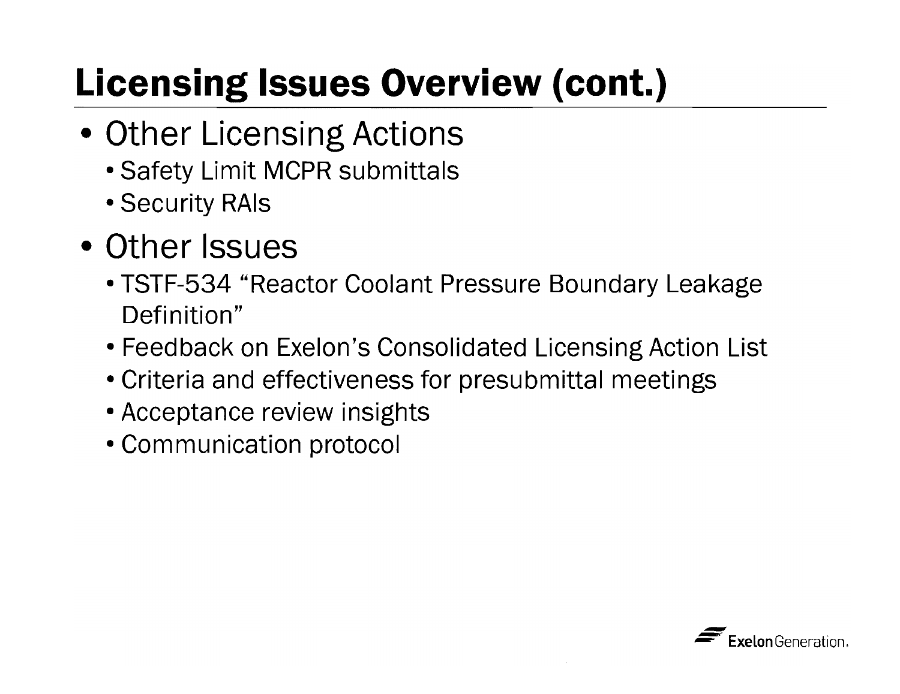# Licensing Issues Overview (cont.)

- Other Licensing Actions
  - Safety Limit MCPR submittals
  - Security RAIs
- Other Issues
  - TSTF-534 "Reactor Coolant Pressure Boundary Leakage Definition"
  - Feedback on Exelon's Consolidated Licensing Action List
  - Criteria and effectiveness for presubmittal meetings
  - Acceptance review insights
  - Communication protocol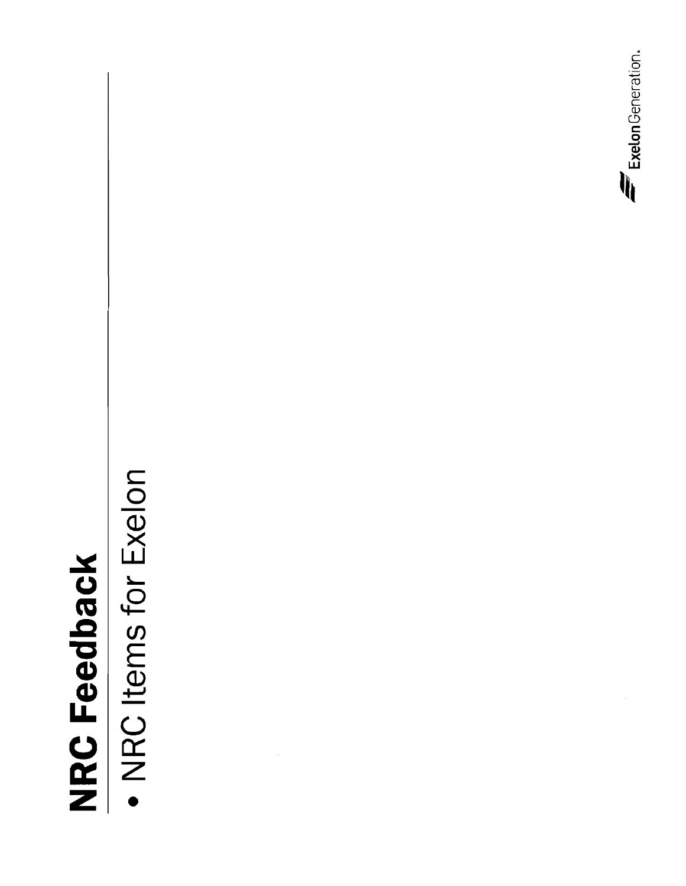# NRC Feedback

- NRC Items for Exelon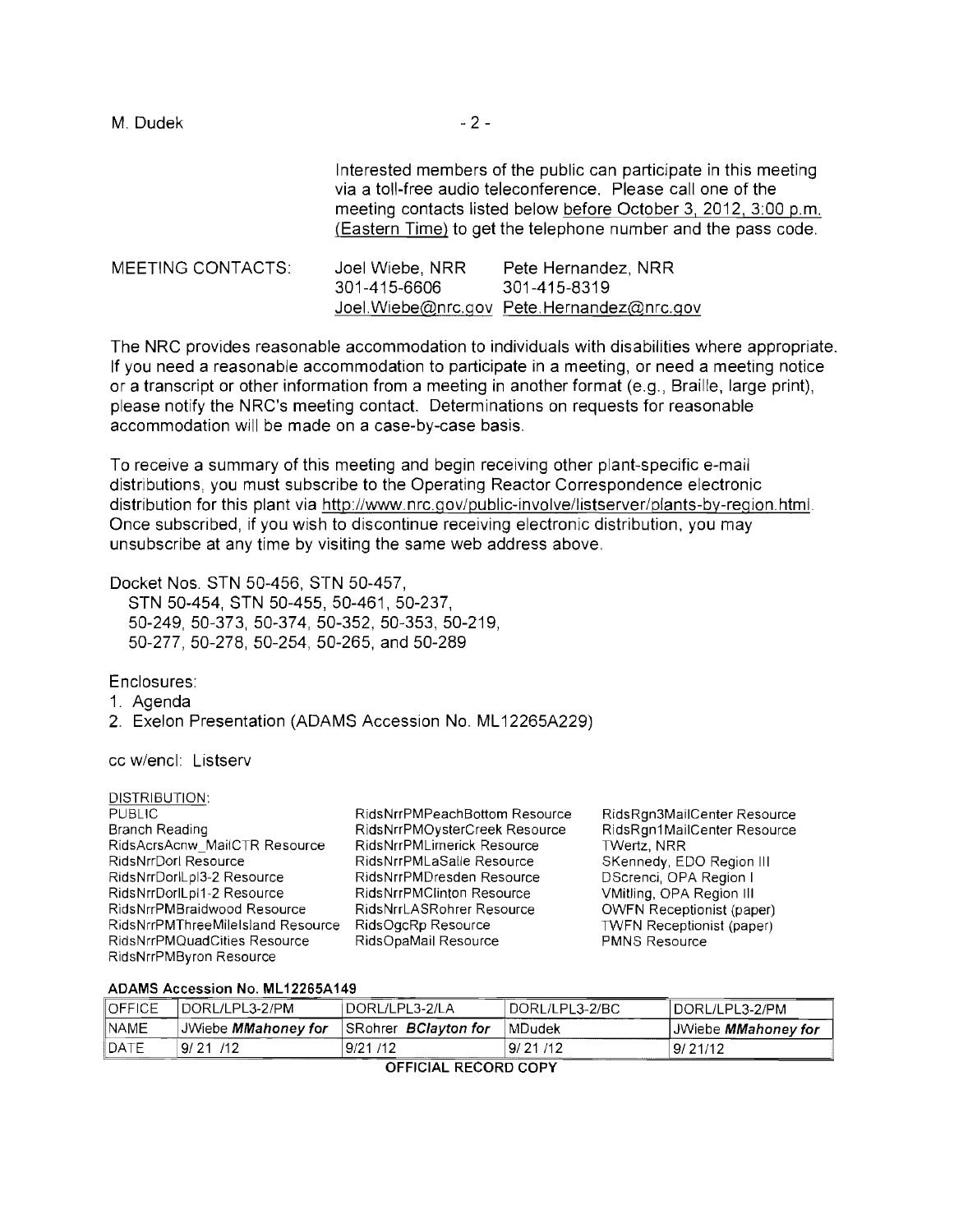Interested members of the public can participate in this meeting via a toll-free audio teleconference. Please call one of the meeting contacts listed below before October 3, 2012, 3:00 p.m. (Eastern Time) to get the telephone number and the pass code.

MEETING CONTACTS:

| | |
|---|---|
| Joel Wiebe, NRR | Pete Hernandez, NRR |
| 301-415-6606 | 301-415-8319 |
| Joel.Wiebe@nrc.gov | Pete.Hernandez@nrc.gov |

The NRC provides reasonable accommodation to individuals with disabilities where appropriate. If you need a reasonable accommodation to participate in a meeting, or need a meeting notice or a transcript or other information from a meeting in another format (e.g., Braille, large print), please notify the NRC's meeting contact. Determinations on requests for reasonable accommodation will be made on a case-by-case basis.

To receive a summary of this meeting and begin receiving other plant-specific e-mail distributions, you must subscribe to the Operating Reactor Correspondence electronic distribution for this plant via http://www.nrc.gov/public-involve/listserver/plants-by-region.html. Once subscribed, if you wish to discontinue receiving electronic distribution, you may unsubscribe at any time by visiting the same web address above.

Docket Nos. STN 50-456, STN 50-457,
STN 50-454, STN 50-455, 50-461, 50-237,
50-249, 50-373, 50-374, 50-352, 50-353, 50-219,
50-277, 50-278, 50-254, 50-265, and 50-289

Enclosures:
1. Agenda
2. Exelon Presentation (ADAMS Accession No. ML12265A229)

cc w/encl: Listserv

DISTRIBUTION:
PUBLIC
Branch Reading
RidsAcrsAcnw_MailCTR Resource
RidsNrrDorl Resource
RidsNrrDorlLpl3-2 Resource
RidsNrrDorlLpl1-2 Resource
RidsNrrPMBraidwood Resource
RidsNrrPMThreeMileIsland Resource
RidsNrrPMQuadCities Resource
RidsNrrPMByron Resource
RidsNrrPMPeachBottom Resource
RidsNrrPMOysterCreek Resource
RidsNrrPMLimerick Resource
RidsNrrPMLaSalle Resource
RidsNrrPMDresden Resource
RidsNrrPMClinton Resource
RidsNrrLASRohrer Resource
RidsOgcRp Resource
RidsOpaMail Resource
RidsRgn3MailCenter Resource
RidsRgn1MailCenter Resource
TWertz, NRR
SKennedy, EDO Region III
DScrenci, OPA Region I
VMitling, OPA Region III
OWFN Receptionist (paper)
TWFN Receptionist (paper)
PMNS Resource

**ADAMS Accession No. ML12265A149**

| OFFICE | DORL/LPL3-2/PM | DORL/LPL3-2/LA | DORL/LPL3-2/BC | DORL/LPL3-2/PM |
|---|---|---|---|---|
| NAME | JWiebe ***MMahoney for*** | SRohrer ***BClayton for*** | MDudek | JWiebe ***MMahoney for*** |
| DATE | 9/ 21 /12 | 9/21 /12 | 9/ 21 /12 | 9/ 21/12 |

**OFFICIAL RECORD COPY**